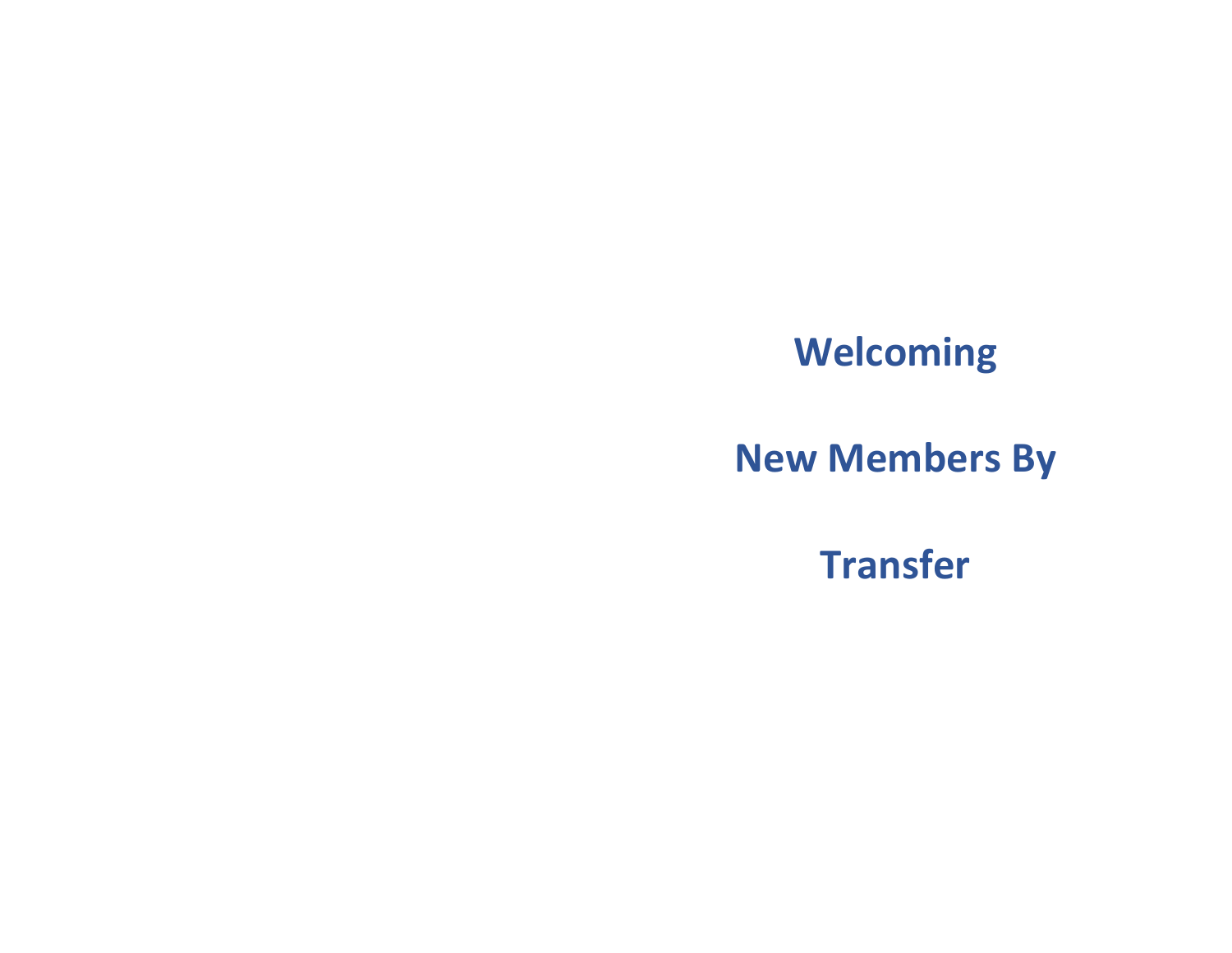# Welcoming

# New Members By

# Transfer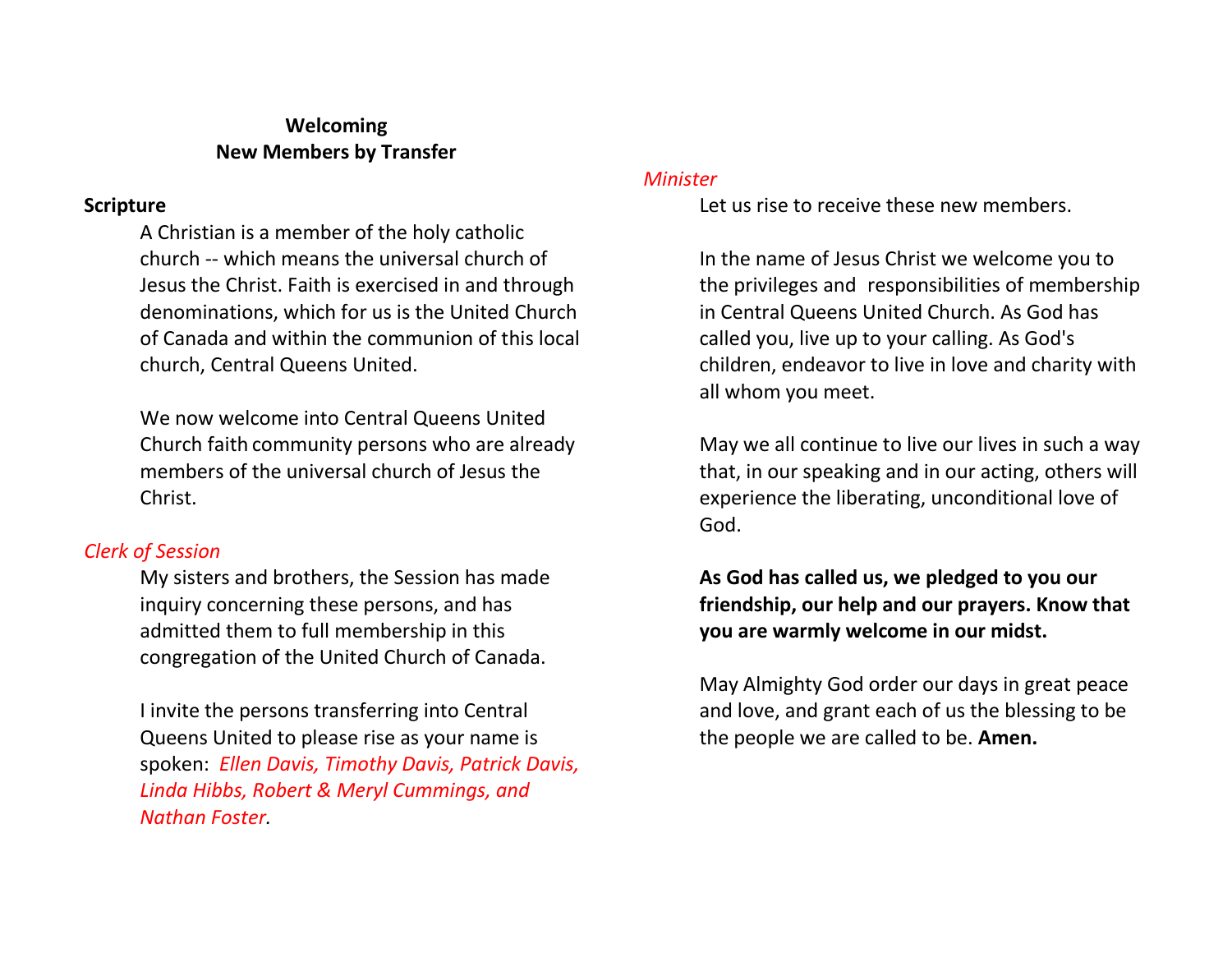**Welcoming**
**New Members by Transfer**

**Scripture**

A Christian is a member of the holy catholic church -- which means the universal church of Jesus the Christ. Faith is exercised in and through denominations, which for us is the United Church of Canada and within the communion of this local church, Central Queens United.

We now welcome into Central Queens United Church faith community persons who are already members of the universal church of Jesus the Christ.

*Clerk of Session*

My sisters and brothers, the Session has made inquiry concerning these persons, and has admitted them to full membership in this congregation of the United Church of Canada.

I invite the persons transferring into Central Queens United to please rise as your name is spoken: *Ellen Davis, Timothy Davis, Patrick Davis, Linda Hibbs, Robert & Meryl Cummings, and Nathan Foster.*

*Minister*

Let us rise to receive these new members.

In the name of Jesus Christ we welcome you to the privileges and responsibilities of membership in Central Queens United Church. As God has called you, live up to your calling. As God's children, endeavor to live in love and charity with all whom you meet.

May we all continue to live our lives in such a way that, in our speaking and in our acting, others will experience the liberating, unconditional love of God.

**As God has called us, we pledged to you our friendship, our help and our prayers. Know that you are warmly welcome in our midst.**

May Almighty God order our days in great peace and love, and grant each of us the blessing to be the people we are called to be. **Amen.**